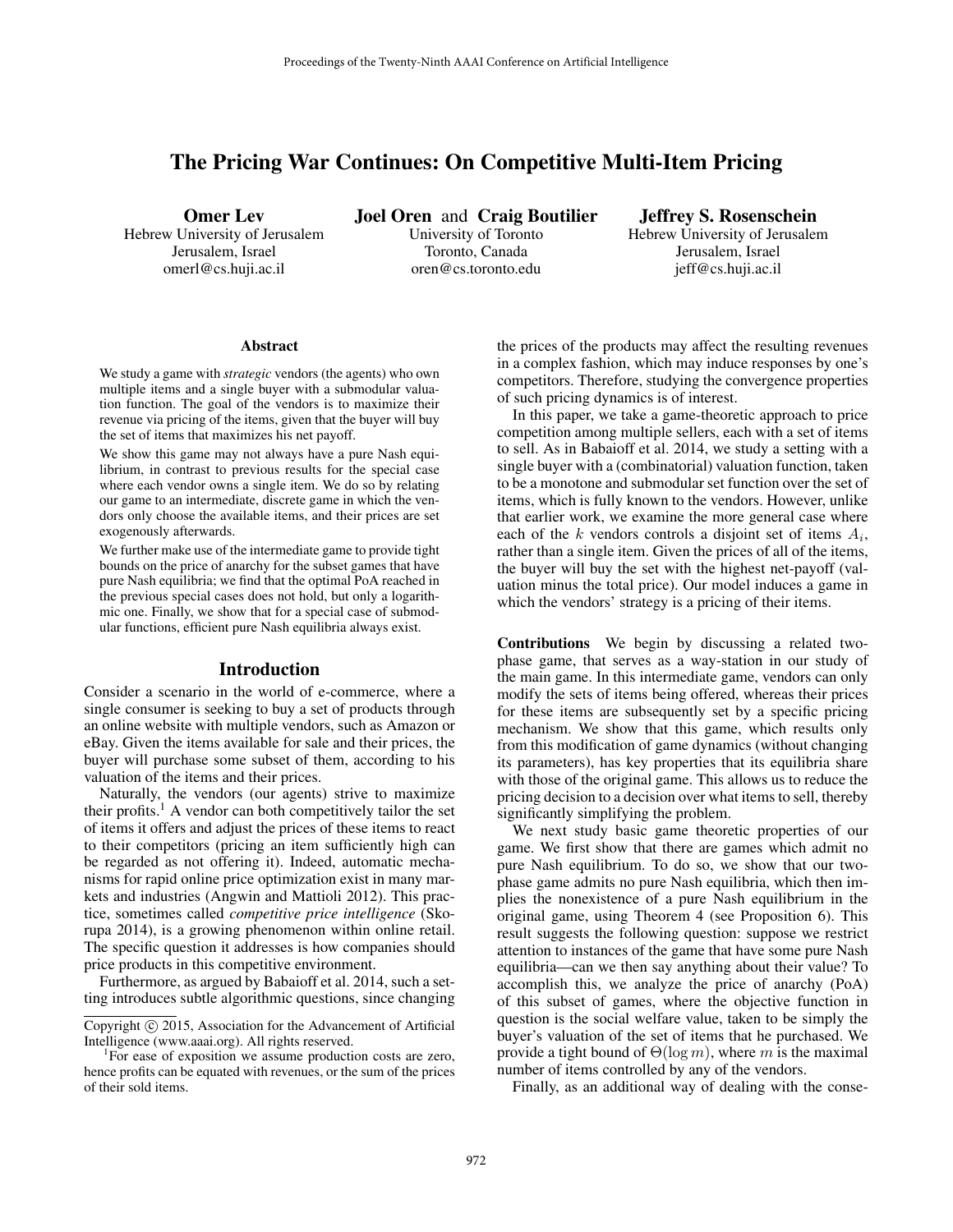# The Pricing War Continues: On Competitive Multi-Item Pricing

**Omer Lev**
Hebrew University of Jerusalem
Jerusalem, Israel
omerl@cs.huji.ac.il

**Joel Oren** and **Craig Boutilier**
University of Toronto
Toronto, Canada
oren@cs.toronto.edu

**Jeffrey S. Rosenschein**
Hebrew University of Jerusalem
Jerusalem, Israel
jeff@cs.huji.ac.il

## Abstract

We study a game with *strategic* vendors (the agents) who own multiple items and a single buyer with a submodular valuation function. The goal of the vendors is to maximize their revenue via pricing of the items, given that the buyer will buy the set of items that maximizes his net payoff.

We show this game may not always have a pure Nash equilibrium, in contrast to previous results for the special case where each vendor owns a single item. We do so by relating our game to an intermediate, discrete game in which the vendors only choose the available items, and their prices are set exogenously afterwards.

We further make use of the intermediate game to provide tight bounds on the price of anarchy for the subset games that have pure Nash equilibria; we find that the optimal PoA reached in the previous special cases does not hold, but only a logarithmic one. Finally, we show that for a special case of submodular functions, efficient pure Nash equilibria always exist.

## Introduction

Consider a scenario in the world of e-commerce, where a single consumer is seeking to buy a set of products through an online website with multiple vendors, such as Amazon or eBay. Given the items available for sale and their prices, the buyer will purchase some subset of them, according to his valuation of the items and their prices.

Naturally, the vendors (our agents) strive to maximize their profits.[1] A vendor can both competitively tailor the set of items it offers and adjust the prices of these items to react to their competitors (pricing an item sufficiently high can be regarded as not offering it). Indeed, automatic mechanisms for rapid online price optimization exist in many markets and industries (Angwin and Mattioli 2012). This practice, sometimes called *competitive price intelligence* (Skorupa 2014), is a growing phenomenon within online retail. The specific question it addresses is how companies should price products in this competitive environment.

Furthermore, as argued by Babaioff et al. 2014, such a setting introduces subtle algorithmic questions, since changing the prices of the products may affect the resulting revenues in a complex fashion, which may induce responses by one's competitors. Therefore, studying the convergence properties of such pricing dynamics is of interest.

In this paper, we take a game-theoretic approach to price competition among multiple sellers, each with a set of items to sell. As in Babaioff et al. 2014, we study a setting with a single buyer with a (combinatorial) valuation function, taken to be a monotone and submodular set function over the set of items, which is fully known to the vendors. However, unlike that earlier work, we examine the more general case where each of the $k$ vendors controls a disjoint set of items $A_i$, rather than a single item. Given the prices of all of the items, the buyer will buy the set with the highest net-payoff (valuation minus the total price). Our model induces a game in which the vendors' strategy is a pricing of their items.

**Contributions** We begin by discussing a related two-phase game, that serves as a way-station in our study of the main game. In this intermediate game, vendors can only modify the sets of items being offered, whereas their prices for these items are subsequently set by a specific pricing mechanism. We show that this game, which results only from this modification of game dynamics (without changing its parameters), has key properties that its equilibria share with those of the original game. This allows us to reduce the pricing decision to a decision over what items to sell, thereby significantly simplifying the problem.

We next study basic game theoretic properties of our game. We first show that there are games which admit no pure Nash equilibrium. To do so, we show that our two-phase game admits no pure Nash equilibria, which then implies the nonexistence of a pure Nash equilibrium in the original game, using Theorem 4 (see Proposition 6). This result suggests the following question: suppose we restrict attention to instances of the game that have some pure Nash equilibria—can we then say anything about their value? To accomplish this, we analyze the price of anarchy (PoA) of this subset of games, where the objective function in question is the social welfare value, taken to be simply the buyer's valuation of the set of items that he purchased. We provide a tight bound of $\Theta(\log m)$, where $m$ is the maximal number of items controlled by any of the vendors.

Finally, as an additional way of dealing with the conse-

---

Copyright © 2015, Association for the Advancement of Artificial Intelligence (www.aaai.org). All rights reserved.

[1] For ease of exposition we assume production costs are zero, hence profits can be equated with revenues, or the sum of the prices of their sold items.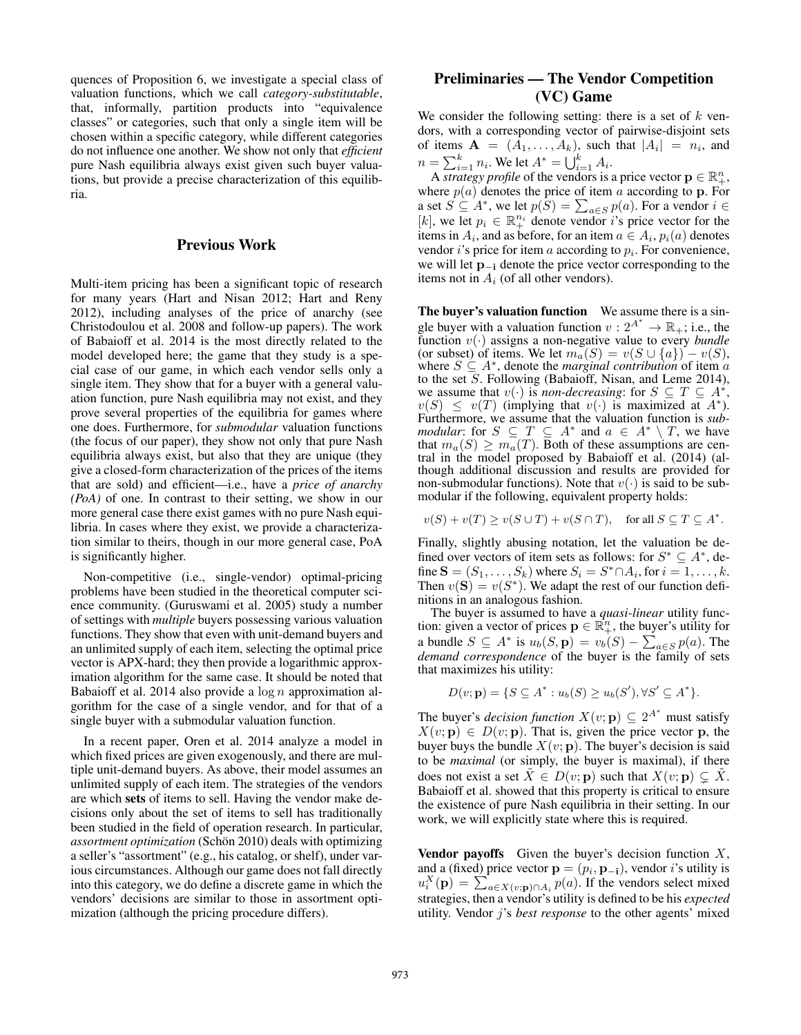quences of Proposition 6, we investigate a special class of valuation functions, which we call *category-substitutable*, that, informally, partition products into "equivalence classes" or categories, such that only a single item will be chosen within a specific category, while different categories do not influence one another. We show not only that *efficient* pure Nash equilibria always exist given such buyer valuations, but provide a precise characterization of this equilibria.

## Previous Work

Multi-item pricing has been a significant topic of research for many years (Hart and Nisan 2012; Hart and Reny 2012), including analyses of the price of anarchy (see Christodoulou et al. 2008 and follow-up papers). The work of Babaioff et al. 2014 is the most directly related to the model developed here; the game that they study is a special case of our game, in which each vendor sells only a single item. They show that for a buyer with a general valuation function, pure Nash equilibria may not exist, and they prove several properties of the equilibria for games where one does. Furthermore, for *submodular* valuation functions (the focus of our paper), they show not only that pure Nash equilibria always exist, but also that they are unique (they give a closed-form characterization of the prices of the items that are sold) and efficient—i.e., have a *price of anarchy (PoA)* of one. In contrast to their setting, we show in our more general case there exist games with no pure Nash equilibria. In cases where they exist, we provide a characterization similar to theirs, though in our more general case, PoA is significantly higher.

Non-competitive (i.e., single-vendor) optimal-pricing problems have been studied in the theoretical computer science community. (Guruswami et al. 2005) study a number of settings with *multiple* buyers possessing various valuation functions. They show that even with unit-demand buyers and an unlimited supply of each item, selecting the optimal price vector is APX-hard; they then provide a logarithmic approximation algorithm for the same case. It should be noted that Babaioff et al. 2014 also provide a $\log n$ approximation algorithm for the case of a single vendor, and for that of a single buyer with a submodular valuation function.

In a recent paper, Oren et al. 2014 analyze a model in which fixed prices are given exogenously, and there are multiple unit-demand buyers. As above, their model assumes an unlimited supply of each item. The strategies of the vendors are which **sets** of items to sell. Having the vendor make decisions only about the set of items to sell has traditionally been studied in the field of operation research. In particular, *assortment optimization* (Schön 2010) deals with optimizing a seller's "assortment" (e.g., his catalog, or shelf), under various circumstances. Although our game does not fall directly into this category, we do define a discrete game in which the vendors' decisions are similar to those in assortment optimization (although the pricing procedure differs).

## Preliminaries — The Vendor Competition (VC) Game

We consider the following setting: there is a set of $k$ vendors, with a corresponding vector of pairwise-disjoint sets of items $\mathbf{A} = (A_1, \ldots, A_k)$, such that $|A_i| = n_i$, and $n = \sum_{i=1}^{k} n_i$. We let $A^* = \bigcup_{i=1}^{k} A_i$.

A *strategy profile* of the vendors is a price vector $\mathbf{p} \in \mathbb{R}_+^n$, where $p(a)$ denotes the price of item $a$ according to $\mathbf{p}$. For a set $S \subseteq A^*$, we let $p(S) = \sum_{a \in S} p(a)$. For a vendor $i \in [k]$, we let $p_i \in \mathbb{R}_+^{n_i}$ denote vendor $i$'s price vector for the items in $A_i$, and as before, for an item $a \in A_i$, $p_i(a)$ denotes vendor $i$'s price for item $a$ according to $p_i$. For convenience, we will let $\mathbf{p_{-i}}$ denote the price vector corresponding to the items not in $A_i$ (of all other vendors).

**The buyer's valuation function** We assume there is a single buyer with a valuation function $v : 2^{A^*} \to \mathbb{R}_+$; i.e., the function $v(\cdot)$ assigns a non-negative value to every *bundle* (or subset) of items. We let $m_a(S) = v(S \cup \{a\}) - v(S)$, where $S \subseteq A^*$, denote the *marginal contribution* of item $a$ to the set $S$. Following (Babaioff, Nisan, and Leme 2014), we assume that $v(\cdot)$ is *non-decreasing*: for $S \subseteq T \subseteq A^*$, $v(S) \leq v(T)$ (implying that $v(\cdot)$ is maximized at $A^*$). Furthermore, we assume that the valuation function is *submodular*: for $S \subseteq T \subseteq A^*$ and $a \in A^* \setminus T$, we have that $m_a(S) \geq m_a(T)$. Both of these assumptions are central in the model proposed by Babaioff et al. (2014) (although additional discussion and results are provided for non-submodular functions). Note that $v(\cdot)$ is said to be submodular if the following, equivalent property holds:

$$v(S) + v(T) \geq v(S \cup T) + v(S \cap T), \quad \text{for all } S \subseteq T \subseteq A^*.$$

Finally, slightly abusing notation, let the valuation be defined over vectors of item sets as follows: for $S^* \subseteq A^*$, define $\mathbf{S} = (S_1, \ldots, S_k)$ where $S_i = S^* \cap A_i$, for $i = 1, \ldots, k$. Then $v(\mathbf{S}) = v(S^*)$. We adapt the rest of our function definitions in an analogous fashion.

The buyer is assumed to have a *quasi-linear* utility function: given a vector of prices $\mathbf{p} \in \mathbb{R}_+^n$, the buyer's utility for a bundle $S \subseteq A^*$ is $u_b(S, \mathbf{p}) = v_b(S) - \sum_{a \in S} p(a)$. The *demand correspondence* of the buyer is the family of sets that maximizes his utility:

$$D(v; \mathbf{p}) = \{S \subseteq A^* : u_b(S) \geq u_b(S'), \forall S' \subseteq A^*\}.$$

The buyer's *decision function* $X(v; \mathbf{p}) \subseteq 2^{A^*}$ must satisfy $X(v; \mathbf{p}) \in D(v; \mathbf{p})$. That is, given the price vector $\mathbf{p}$, the buyer buys the bundle $X(v; \mathbf{p})$. The buyer's decision is said to be *maximal* (or simply, the buyer is maximal), if there does not exist a set $\tilde{X} \in D(v; \mathbf{p})$ such that $X(v; \mathbf{p}) \subsetneq \tilde{X}$. Babaioff et al. showed that this property is critical to ensure the existence of pure Nash equilibria in their setting. In our work, we will explicitly state where this is required.

**Vendor payoffs** Given the buyer's decision function $X$, and a (fixed) price vector $\mathbf{p} = (p_i, \mathbf{p_{-i}})$, vendor $i$'s utility is $u_i^X(\mathbf{p}) = \sum_{a \in X(v; \mathbf{p}) \cap A_i} p(a)$. If the vendors select mixed strategies, then a vendor's utility is defined to be his *expected* utility. Vendor $j$'s *best response* to the other agents' mixed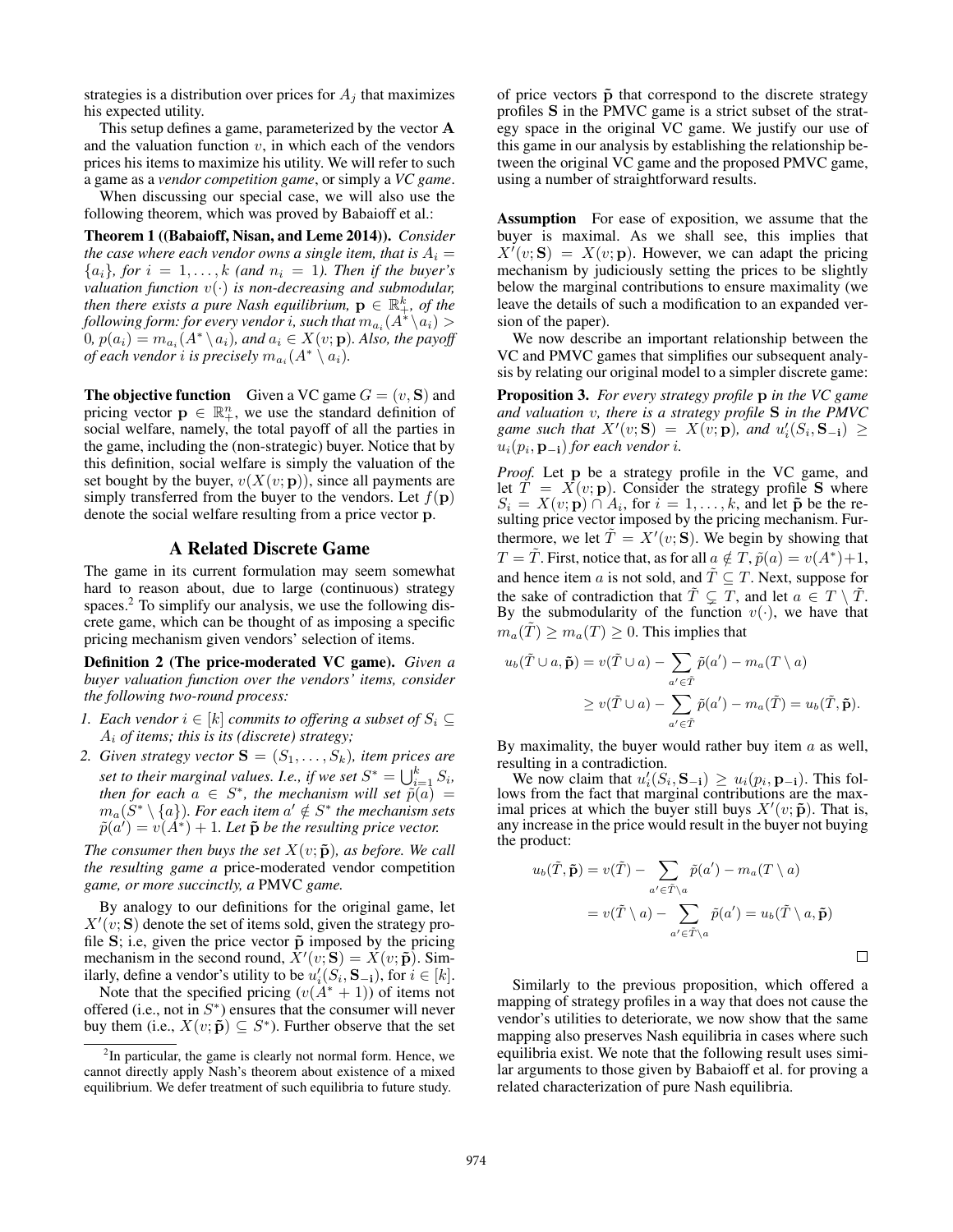strategies is a distribution over prices for $A_j$ that maximizes his expected utility.

This setup defines a game, parameterized by the vector $\mathbf{A}$ and the valuation function $v$, in which each of the vendors prices his items to maximize his utility. We will refer to such a game as a *vendor competition game*, or simply a *VC game*.

When discussing our special case, we will also use the following theorem, which was proved by Babaioff et al.:

**Theorem 1 ((Babaioff, Nisan, and Leme 2014)).** *Consider the case where each vendor owns a single item, that is $A_i = \{a_i\}$, for $i = 1, \ldots, k$ (and $n_i = 1$). Then if the buyer's valuation function $v(\cdot)$ is non-decreasing and submodular, then there exists a pure Nash equilibrium, $\mathbf{p} \in \mathbb{R}^k_+$, of the following form: for every vendor $i$, such that $m_{a_i}(A^* \setminus a_i) > 0$, $p(a_i) = m_{a_i}(A^* \setminus a_i)$, and $a_i \in X(v; \mathbf{p})$. Also, the payoff of each vendor $i$ is precisely $m_{a_i}(A^* \setminus a_i)$.*

**The objective function** Given a VC game $G = (v, \mathbf{S})$ and pricing vector $\mathbf{p} \in \mathbb{R}^n_+$, we use the standard definition of social welfare, namely, the total payoff of all the parties in the game, including the (non-strategic) buyer. Notice that by this definition, social welfare is simply the valuation of the set bought by the buyer, $v(X(v; \mathbf{p}))$, since all payments are simply transferred from the buyer to the vendors. Let $f(\mathbf{p})$ denote the social welfare resulting from a price vector $\mathbf{p}$.

## A Related Discrete Game

The game in its current formulation may seem somewhat hard to reason about, due to large (continuous) strategy spaces.[2] To simplify our analysis, we use the following discrete game, which can be thought of as imposing a specific pricing mechanism given vendors' selection of items.

**Definition 2 (The price-moderated VC game).** *Given a buyer valuation function over the vendors' items, consider the following two-round process:*

1. *Each vendor $i \in [k]$ commits to offering a subset of $S_i \subseteq A_i$ of items; this is its (discrete) strategy;*
2. *Given strategy vector $\mathbf{S} = (S_1, \ldots, S_k)$, item prices are set to their marginal values. I.e., if we set $S^* = \bigcup_{i=1}^k S_i$, then for each $a \in S^*$, the mechanism will set $\tilde{p}(a) = m_a(S^* \setminus \{a\})$. For each item $a' \notin S^*$ the mechanism sets $\tilde{p}(a') = v(A^*) + 1$. Let $\tilde{\mathbf{p}}$ be the resulting price vector.*

*The consumer then buys the set $X(v; \tilde{\mathbf{p}})$, as before. We call the resulting game a* price-moderated vendor competition game*, or more succinctly, a* PMVC *game.*

By analogy to our definitions for the original game, let $X'(v; \mathbf{S})$ denote the set of items sold, given the strategy profile $\mathbf{S}$; i.e, given the price vector $\tilde{\mathbf{p}}$ imposed by the pricing mechanism in the second round, $X'(v; \mathbf{S}) = X(v; \tilde{\mathbf{p}})$. Similarly, define a vendor's utility to be $u'_i(S_i, \mathbf{S_{-i}})$, for $i \in [k]$.

Note that the specified pricing ($v(A^* + 1)$) of items not offered (i.e., not in $S^*$) ensures that the consumer will never buy them (i.e., $X(v; \tilde{\mathbf{p}}) \subseteq S^*$). Further observe that the set of price vectors $\tilde{\mathbf{p}}$ that correspond to the discrete strategy profiles $\mathbf{S}$ in the PMVC game is a strict subset of the strategy space in the original VC game. We justify our use of this game in our analysis by establishing the relationship between the original VC game and the proposed PMVC game, using a number of straightforward results.

[2] In particular, the game is clearly not normal form. Hence, we cannot directly apply Nash's theorem about existence of a mixed equilibrium. We defer treatment of such equilibria to future study.

**Assumption** For ease of exposition, we assume that the buyer is maximal. As we shall see, this implies that $X'(v; \mathbf{S}) = X(v; \mathbf{p})$. However, we can adapt the pricing mechanism by judiciously setting the prices to be slightly below the marginal contributions to ensure maximality (we leave the details of such a modification to an expanded version of the paper).

We now describe an important relationship between the VC and PMVC games that simplifies our subsequent analysis by relating our original model to a simpler discrete game:

**Proposition 3.** *For every strategy profile $\mathbf{p}$ in the VC game and valuation $v$, there is a strategy profile $\mathbf{S}$ in the PMVC game such that $X'(v; \mathbf{S}) = X(v; \mathbf{p})$, and $u'_i(S_i, \mathbf{S_{-i}}) \geq u_i(p_i, \mathbf{p_{-i}})$ for each vendor $i$.*

*Proof.* Let $\mathbf{p}$ be a strategy profile in the VC game, and let $T = X(v; \mathbf{p})$. Consider the strategy profile $\mathbf{S}$ where $S_i = X(v; \mathbf{p}) \cap A_i$, for $i = 1, \ldots, k$, and let $\tilde{\mathbf{p}}$ be the resulting price vector imposed by the pricing mechanism. Furthermore, we let $\tilde{T} = X'(v; \mathbf{S})$. We begin by showing that $T = \tilde{T}$. First, notice that, as for all $a \notin T$, $\tilde{p}(a) = v(A^*) + 1$, and hence item $a$ is not sold, and $\tilde{T} \subseteq T$. Next, suppose for the sake of contradiction that $\tilde{T} \subsetneq T$, and let $a \in T \setminus \tilde{T}$. By the submodularity of the function $v(\cdot)$, we have that $m_a(\tilde{T}) \geq m_a(T) \geq 0$. This implies that

$$
\begin{aligned}
u_b(\tilde{T} \cup a, \tilde{\mathbf{p}}) &= v(\tilde{T} \cup a) - \sum_{a' \in \tilde{T}} \tilde{p}(a') - m_a(T \setminus a) \\
&\geq v(\tilde{T} \cup a) - \sum_{a' \in \tilde{T}} \tilde{p}(a') - m_a(\tilde{T}) = u_b(\tilde{T}, \tilde{\mathbf{p}}).
\end{aligned}
$$

By maximality, the buyer would rather buy item $a$ as well, resulting in a contradiction.

We now claim that $u'_i(S_i, \mathbf{S_{-i}}) \geq u_i(p_i, \mathbf{p_{-i}})$. This follows from the fact that marginal contributions are the maximal prices at which the buyer still buys $X'(v; \tilde{\mathbf{p}})$. That is, any increase in the price would result in the buyer not buying the product:

$$
\begin{aligned}
u_b(\tilde{T}, \tilde{\mathbf{p}}) &= v(\tilde{T}) - \sum_{a' \in \tilde{T} \setminus a} \tilde{p}(a') - m_a(T \setminus a) \\
&= v(\tilde{T} \setminus a) - \sum_{a' \in \tilde{T} \setminus a} \tilde{p}(a') = u_b(\tilde{T} \setminus a, \tilde{\mathbf{p}})
\end{aligned}
$$

□

Similarly to the previous proposition, which offered a mapping of strategy profiles in a way that does not cause the vendor's utilities to deteriorate, we now show that the same mapping also preserves Nash equilibria in cases where such equilibria exist. We note that the following result uses similar arguments to those given by Babaioff et al. for proving a related characterization of pure Nash equilibria.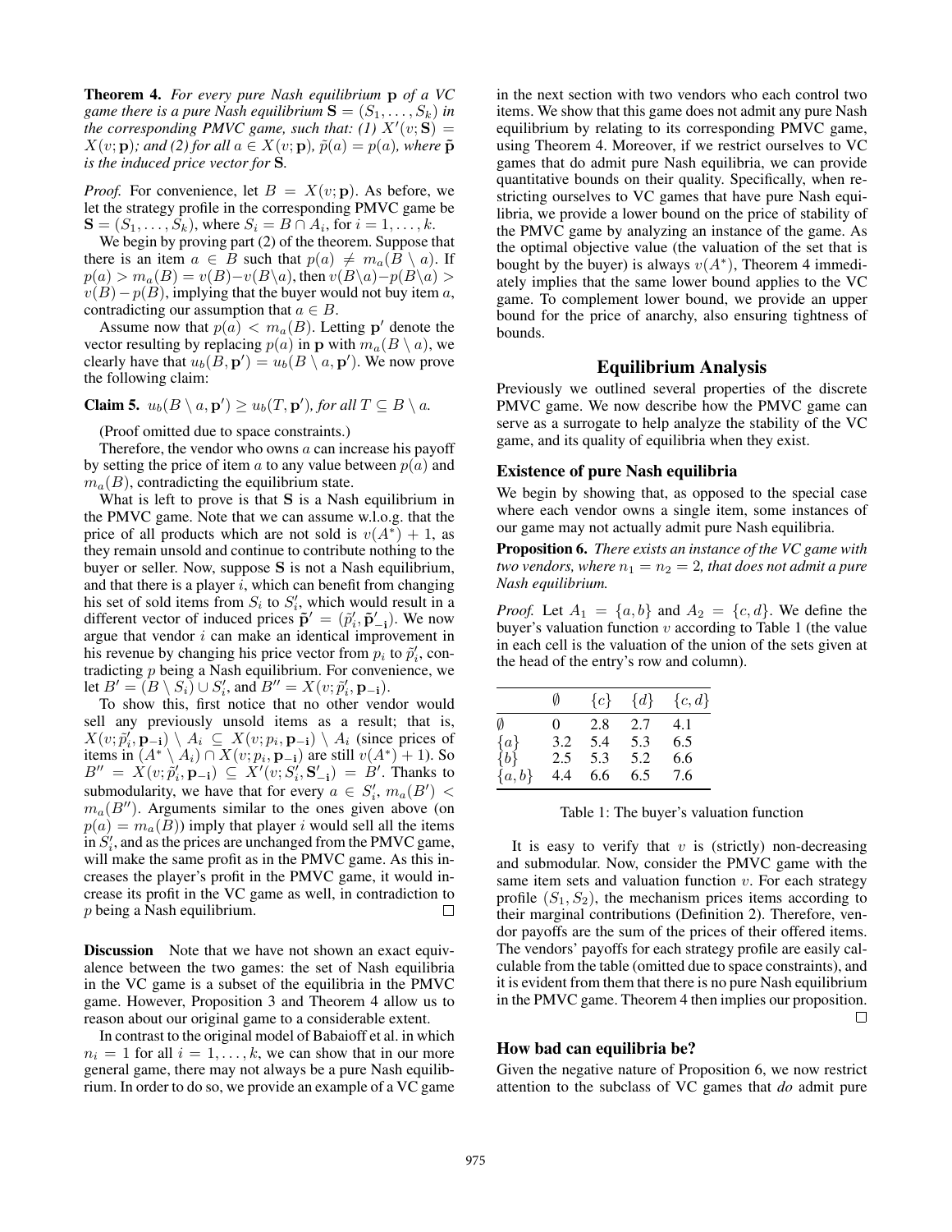**Theorem 4.** *For every pure Nash equilibrium* $\mathbf{p}$ *of a VC game there is a pure Nash equilibrium* $\mathbf{S} = (S_1, \ldots, S_k)$ *in the corresponding PMVC game, such that: (1)* $X'(v; \mathbf{S}) = X(v; \mathbf{p})$*; and (2) for all* $a \in X(v; \mathbf{p})$*,* $\tilde{p}(a) = p(a)$*, where* $\tilde{\mathbf{p}}$ *is the induced price vector for* $\mathbf{S}$*.*

*Proof.* For convenience, let $B = X(v; \mathbf{p})$. As before, we let the strategy profile in the corresponding PMVC game be $\mathbf{S} = (S_1, \ldots, S_k)$, where $S_i = B \cap A_i$, for $i = 1, \ldots, k$.

We begin by proving part (2) of the theorem. Suppose that there is an item $a \in B$ such that $p(a) \neq m_a(B \setminus a)$. If $p(a) > m_a(B) = v(B) - v(B \setminus a)$, then $v(B \setminus a) - p(B \setminus a) > v(B) - p(B)$, implying that the buyer would not buy item $a$, contradicting our assumption that $a \in B$.

Assume now that $p(a) < m_a(B)$. Letting $\mathbf{p}'$ denote the vector resulting by replacing $p(a)$ in $\mathbf{p}$ with $m_a(B \setminus a)$, we clearly have that $u_b(B, \mathbf{p}') = u_b(B \setminus a, \mathbf{p}')$. We now prove the following claim:

**Claim 5.** $u_b(B \setminus a, \mathbf{p}') \geq u_b(T, \mathbf{p}')$*, for all* $T \subseteq B \setminus a$.

(Proof omitted due to space constraints.)

Therefore, the vendor who owns $a$ can increase his payoff by setting the price of item $a$ to any value between $p(a)$ and $m_a(B)$, contradicting the equilibrium state.

What is left to prove is that $\mathbf{S}$ is a Nash equilibrium in the PMVC game. Note that we can assume w.l.o.g. that the price of all products which are not sold is $v(A^*) + 1$, as they remain unsold and continue to contribute nothing to the buyer or seller. Now, suppose $\mathbf{S}$ is not a Nash equilibrium, and that there is a player $i$, which can benefit from changing his set of sold items from $S_i$ to $S'_i$, which would result in a different vector of induced prices $\tilde{\mathbf{p}}' = (\tilde{p}'_i, \tilde{\mathbf{p}}'_{-\mathbf{i}})$. We now argue that vendor $i$ can make an identical improvement in his revenue by changing his price vector from $p_i$ to $\tilde{p}'_i$, contradicting $p$ being a Nash equilibrium. For convenience, we let $B' = (B \setminus S_i) \cup S'_i$, and $B'' = X(v; \tilde{p}'_i, \mathbf{p}_{-\mathbf{i}})$.

To show this, first notice that no other vendor would sell any previously unsold items as a result; that is, $X(v; \tilde{p}'_i, \mathbf{p}_{-\mathbf{i}}) \setminus A_i \subseteq X(v; p_i, \mathbf{p}_{-\mathbf{i}}) \setminus A_i$ (since prices of items in $(A^* \setminus A_i) \cap X(v; p_i, \mathbf{p}_{-\mathbf{i}})$ are still $v(A^*) + 1$). So $B'' = X(v; \tilde{p}'_i, \mathbf{p}_{-\mathbf{i}}) \subseteq X'(v; S'_i, \mathbf{S}'_{-\mathbf{i}}) = B'$. Thanks to submodularity, we have that for every $a \in S'_i$, $m_a(B') < m_a(B'')$. Arguments similar to the ones given above (on $p(a) = m_a(B)$) imply that player $i$ would sell all the items in $S'_i$, and as the prices are unchanged from the PMVC game, will make the same profit as in the PMVC game. As this increases the player's profit in the PMVC game, it would increase its profit in the VC game as well, in contradiction to $p$ being a Nash equilibrium. $\square$

**Discussion** Note that we have not shown an exact equivalence between the two games: the set of Nash equilibria in the VC game is a subset of the equilibria in the PMVC game. However, Proposition 3 and Theorem 4 allow us to reason about our original game to a considerable extent.

In contrast to the original model of Babaioff et al. in which $n_i = 1$ for all $i = 1, \ldots, k$, we can show that in our more general game, there may not always be a pure Nash equilibrium. In order to do so, we provide an example of a VC game in the next section with two vendors who each control two items. We show that this game does not admit any pure Nash equilibrium by relating to its corresponding PMVC game, using Theorem 4. Moreover, if we restrict ourselves to VC games that do admit pure Nash equilibria, we can provide quantitative bounds on their quality. Specifically, when restricting ourselves to VC games that have pure Nash equilibria, we provide a lower bound on the price of stability of the PMVC game by analyzing an instance of the game. As the optimal objective value (the valuation of the set that is bought by the buyer) is always $v(A^*)$, Theorem 4 immediately implies that the same lower bound applies to the VC game. To complement lower bound, we provide an upper bound for the price of anarchy, also ensuring tightness of bounds.

## Equilibrium Analysis

Previously we outlined several properties of the discrete PMVC game. We now describe how the PMVC game can serve as a surrogate to help analyze the stability of the VC game, and its quality of equilibria when they exist.

### Existence of pure Nash equilibria

We begin by showing that, as opposed to the special case where each vendor owns a single item, some instances of our game may not actually admit pure Nash equilibria.

**Proposition 6.** *There exists an instance of the VC game with two vendors, where* $n_1 = n_2 = 2$*, that does not admit a pure Nash equilibrium.*

*Proof.* Let $A_1 = \{a, b\}$ and $A_2 = \{c, d\}$. We define the buyer's valuation function $v$ according to Table 1 (the value in each cell is the valuation of the union of the sets given at the head of the entry's row and column).

| | $\emptyset$ | $\{c\}$ | $\{d\}$ | $\{c,d\}$ |
|---|---|---|---|---|
| $\emptyset$ | 0 | 2.8 | 2.7 | 4.1 |
| $\{a\}$ | 3.2 | 5.4 | 5.3 | 6.5 |
| $\{b\}$ | 2.5 | 5.3 | 5.2 | 6.6 |
| $\{a,b\}$ | 4.4 | 6.6 | 6.5 | 7.6 |

Table 1: The buyer's valuation function

It is easy to verify that $v$ is (strictly) non-decreasing and submodular. Now, consider the PMVC game with the same item sets and valuation function $v$. For each strategy profile $(S_1, S_2)$, the mechanism prices items according to their marginal contributions (Definition 2). Therefore, vendor payoffs are the sum of the prices of their offered items. The vendors' payoffs for each strategy profile are easily calculable from the table (omitted due to space constraints), and it is evident from them that there is no pure Nash equilibrium in the PMVC game. Theorem 4 then implies our proposition. $\square$

### How bad can equilibria be?

Given the negative nature of Proposition 6, we now restrict attention to the subclass of VC games that *do* admit pure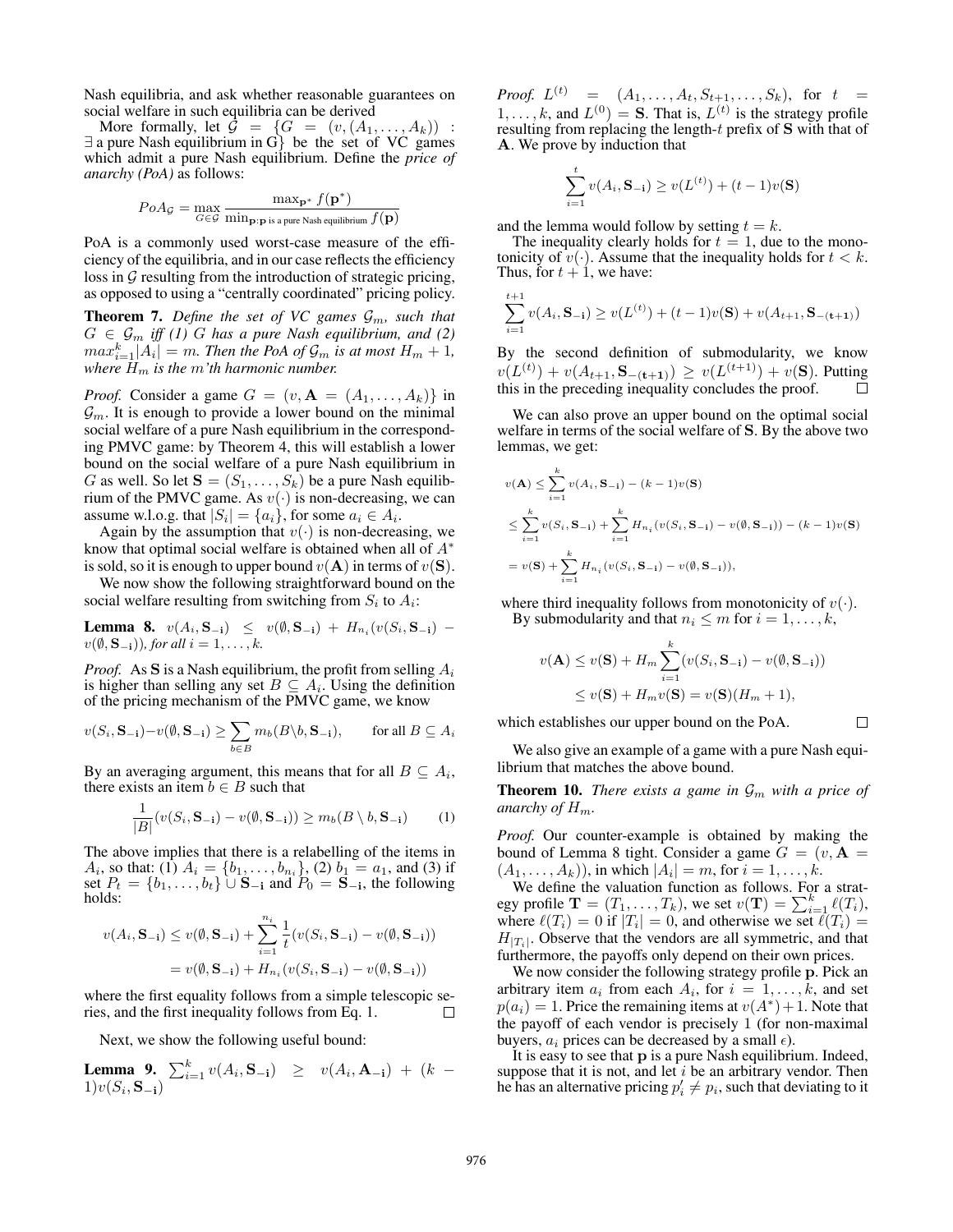Nash equilibria, and ask whether reasonable guarantees on social welfare in such equilibria can be derived

More formally, let $\mathcal{G} = \{G = (v, (A_1, \ldots, A_k)) : \exists$ a pure Nash equilibrium in G$\}$ be the set of VC games which admit a pure Nash equilibrium. Define the *price of anarchy (PoA)* as follows:

$$PoA_{\mathcal{G}} = \max_{G \in \mathcal{G}} \frac{\max_{\mathbf{p}^*} f(\mathbf{p}^*)}{\min_{\mathbf{p}: \mathbf{p} \text{ is a pure Nash equilibrium}} f(\mathbf{p})}$$

PoA is a commonly used worst-case measure of the efficiency of the equilibria, and in our case reflects the efficiency loss in $\mathcal{G}$ resulting from the introduction of strategic pricing, as opposed to using a "centrally coordinated" pricing policy.

**Theorem 7.** *Define the set of VC games $\mathcal{G}_m$, such that $G \in \mathcal{G}_m$ iff (1) $G$ has a pure Nash equilibrium, and (2) $max_{i=1}^k |A_i| = m$. Then the PoA of $\mathcal{G}_m$ is at most $H_m + 1$, where $H_m$ is the $m$'th harmonic number.*

*Proof.* Consider a game $G = (v, \mathbf{A} = (A_1, \ldots, A_k)\}$ in $\mathcal{G}_m$. It is enough to provide a lower bound on the minimal social welfare of a pure Nash equilibrium in the corresponding PMVC game: by Theorem 4, this will establish a lower bound on the social welfare of a pure Nash equilibrium in $G$ as well. So let $\mathbf{S} = (S_1, \ldots, S_k)$ be a pure Nash equilibrium of the PMVC game. As $v(\cdot)$ is non-decreasing, we can assume w.l.o.g. that $|S_i| = \{a_i\}$, for some $a_i \in A_i$.

Again by the assumption that $v(\cdot)$ is non-decreasing, we know that optimal social welfare is obtained when all of $A^*$ is sold, so it is enough to upper bound $v(\mathbf{A})$ in terms of $v(\mathbf{S})$.

We now show the following straightforward bound on the social welfare resulting from switching from $S_i$ to $A_i$:

**Lemma 8.** $v(A_i, \mathbf{S_{-i}}) \leq v(\emptyset, \mathbf{S_{-i}}) + H_{n_i}(v(S_i, \mathbf{S_{-i}}) - v(\emptyset, \mathbf{S_{-i}}))$*, for all* $i = 1, \ldots, k$.

*Proof.* As $\mathbf{S}$ is a Nash equilibrium, the profit from selling $A_i$ is higher than selling any set $B \subseteq A_i$. Using the definition of the pricing mechanism of the PMVC game, we know

$$v(S_i, \mathbf{S_{-i}}) - v(\emptyset, \mathbf{S_{-i}}) \geq \sum_{b \in B} m_b(B \backslash b, \mathbf{S_{-i}}), \qquad \text{for all } B \subseteq A_i$$

By an averaging argument, this means that for all $B \subseteq A_i$, there exists an item $b \in B$ such that

$$\frac{1}{|B|}(v(S_i, \mathbf{S_{-i}}) - v(\emptyset, \mathbf{S_{-i}})) \geq m_b(B \setminus b, \mathbf{S_{-i}}) \qquad (1)$$

The above implies that there is a relabelling of the items in $A_i$, so that: (1) $A_i = \{b_1, \ldots, b_{n_i}\}$, (2) $b_1 = a_1$, and (3) if set $P_t = \{b_1, \ldots, b_t\} \cup \mathbf{S_{-i}}$ and $P_0 = \mathbf{S_{-i}}$, the following holds:

$$\begin{aligned} v(A_i, \mathbf{S_{-i}}) &\leq v(\emptyset, \mathbf{S_{-i}}) + \sum_{i=1}^{n_i} \frac{1}{t}(v(S_i, \mathbf{S_{-i}}) - v(\emptyset, \mathbf{S_{-i}})) \\ &= v(\emptyset, \mathbf{S_{-i}}) + H_{n_i}(v(S_i, \mathbf{S_{-i}}) - v(\emptyset, \mathbf{S_{-i}})) \end{aligned}$$

where the first equality follows from a simple telescopic series, and the first inequality follows from Eq. 1. $\square$

Next, we show the following useful bound:

**Lemma 9.** $\sum_{i=1}^k v(A_i, \mathbf{S_{-i}}) \geq v(A_i, \mathbf{A_{-i}}) + (k-1)v(S_i, \mathbf{S_{-i}})$

*Proof.* $L^{(t)} = (A_1, \ldots, A_t, S_{t+1}, \ldots, S_k)$, for $t = 1, \ldots, k$, and $L^{(0)} = \mathbf{S}$. That is, $L^{(t)}$ is the strategy profile resulting from replacing the length-$t$ prefix of $\mathbf{S}$ with that of $\mathbf{A}$. We prove by induction that

$$\sum_{i=1}^{t} v(A_i, \mathbf{S_{-i}}) \geq v(L^{(t)}) + (t-1)v(\mathbf{S})$$

and the lemma would follow by setting $t = k$.

The inequality clearly holds for $t = 1$, due to the monotonicity of $v(\cdot)$. Assume that the inequality holds for $t < k$. Thus, for $t+1$, we have:

$$\sum_{i=1}^{t+1} v(A_i, \mathbf{S_{-i}}) \geq v(L^{(t)}) + (t-1)v(\mathbf{S}) + v(A_{t+1}, \mathbf{S_{-(t+1)}})$$

By the second definition of submodularity, we know $v(L^{(t)}) + v(A_{t+1}, \mathbf{S_{-(t+1)}}) \geq v(L^{(t+1)}) + v(\mathbf{S})$. Putting this in the preceding inequality concludes the proof. $\square$

We can also prove an upper bound on the optimal social welfare in terms of the social welfare of $\mathbf{S}$. By the above two lemmas, we get:

$$\begin{aligned} v(\mathbf{A}) &\leq \sum_{i=1}^{k} v(A_i, \mathbf{S_{-i}}) - (k-1)v(\mathbf{S}) \\ &\leq \sum_{i=1}^{k} v(S_i, \mathbf{S_{-i}}) + \sum_{i=1}^{k} H_{n_i}(v(S_i, \mathbf{S_{-i}}) - v(\emptyset, \mathbf{S_{-i}})) - (k-1)v(\mathbf{S}) \\ &= v(\mathbf{S}) + \sum_{i=1}^{k} H_{n_i}(v(S_i, \mathbf{S_{-i}}) - v(\emptyset, \mathbf{S_{-i}})), \end{aligned}$$

where third inequality follows from monotonicity of $v(\cdot)$.

By submodularity and that $n_i \leq m$ for $i = 1, \ldots, k$,

$$\begin{aligned} v(\mathbf{A}) &\leq v(\mathbf{S}) + H_m \sum_{i=1}^{k} (v(S_i, \mathbf{S_{-i}}) - v(\emptyset, \mathbf{S_{-i}})) \\ &\leq v(\mathbf{S}) + H_m v(\mathbf{S}) = v(\mathbf{S})(H_m + 1), \end{aligned}$$

which establishes our upper bound on the PoA. $\square$

We also give an example of a game with a pure Nash equilibrium that matches the above bound.

**Theorem 10.** *There exists a game in $\mathcal{G}_m$ with a price of anarchy of $H_m$.*

*Proof.* Our counter-example is obtained by making the bound of Lemma 8 tight. Consider a game $G = (v, \mathbf{A} = (A_1, \ldots, A_k))$, in which $|A_i| = m$, for $i = 1, \ldots, k$.

We define the valuation function as follows. For a strategy profile $\mathbf{T} = (T_1, \ldots, T_k)$, we set $v(\mathbf{T}) = \sum_{i=1}^k \ell(T_i)$, where $\ell(T_i) = 0$ if $|T_i| = 0$, and otherwise we set $\ell(T_i) = H_{|T_i|}$. Observe that the vendors are all symmetric, and that furthermore, the payoffs only depend on their own prices.

We now consider the following strategy profile $\mathbf{p}$. Pick an arbitrary item $a_i$ from each $A_i$, for $i = 1, \ldots, k$, and set $p(a_i) = 1$. Price the remaining items at $v(A^*) + 1$. Note that the payoff of each vendor is precisely 1 (for non-maximal buyers, $a_i$ prices can be decreased by a small $\epsilon$).

It is easy to see that $\mathbf{p}$ is a pure Nash equilibrium. Indeed, suppose that it is not, and let $i$ be an arbitrary vendor. Then he has an alternative pricing $p'_i \neq p_i$, such that deviating to it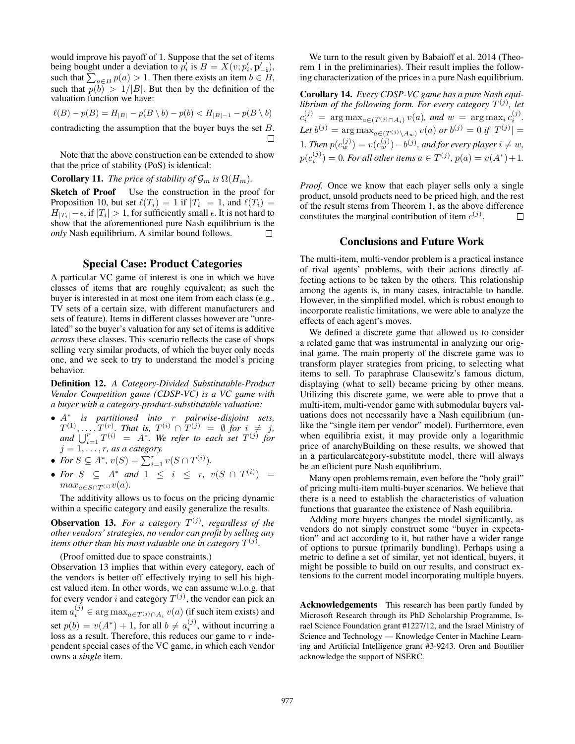would improve his payoff of 1. Suppose that the set of items being bought under a deviation to $p'_i$ is $B = X(v; p'_i, \mathbf{p'_{-i}})$, such that $\sum_{a \in B} p(a) > 1$. Then there exists an item $b \in B$, such that $p(b) > 1/|B|$. But then by the definition of the valuation function we have:

$$\ell(B) - p(B) = H_{|B|} - p(B \setminus b) - p(b) < H_{|B|-1} - p(B \setminus b)$$

contradicting the assumption that the buyer buys the set $B$. □

Note that the above construction can be extended to show that the price of stability (PoS) is identical:

**Corollary 11.** *The price of stability of $\mathcal{G}_m$ is $\Omega(H_m)$.*

**Sketch of Proof** Use the construction in the proof for Proposition 10, but set $\ell(T_i) = 1$ if $|T_i| = 1$, and $\ell(T_i) = H_{|T_i|} - \epsilon$, if $|T_i| > 1$, for sufficiently small $\epsilon$. It is not hard to show that the aforementioned pure Nash equilibrium is the *only* Nash equilibrium. A similar bound follows. □

## Special Case: Product Categories

A particular VC game of interest is one in which we have classes of items that are roughly equivalent; as such the buyer is interested in at most one item from each class (e.g., TV sets of a certain size, with different manufacturers and sets of feature). Items in different classes however are "unrelated" so the buyer's valuation for any set of items is additive *across* these classes. This scenario reflects the case of shops selling very similar products, of which the buyer only needs one, and we seek to try to understand the model's pricing behavior.

**Definition 12.** *A Category-Divided Substitutable-Product Vendor Competition game (CDSP-VC) is a VC game with a buyer with a category-product-substitutable valuation:*

- *$A^*$ is partitioned into $r$ pairwise-disjoint sets, $T^{(1)}, \ldots, T^{(r)}$. That is, $T^{(i)} \cap T^{(j)} = \emptyset$ for $i \neq j$, and $\bigcup_{i=1}^{r} T^{(i)} = A^*$. We refer to each set $T^{(j)}$ for $j = 1, \ldots, r$, as a category.*
- *For $S \subseteq A^*$, $v(S) = \sum_{i=1}^{r} v(S \cap T^{(i)})$.*
- *For $S \subseteq A^*$ and $1 \leq i \leq r$, $v(S \cap T^{(i)}) = max_{a \in S \cap T^{(i)}} v(a)$.*

The additivity allows us to focus on the pricing dynamic within a specific category and easily generalize the results.

**Observation 13.** *For a category $T^{(j)}$, regardless of the other vendors' strategies, no vendor can profit by selling any items other than his most valuable one in category $T^{(j)}$.*

(Proof omitted due to space constraints.)

Observation 13 implies that within every category, each of the vendors is better off effectively trying to sell his highest valued item. In other words, we can assume w.l.o.g. that for every vendor $i$ and category $T^{(j)}$, the vendor can pick an item $a_i^{(j)} \in \arg\max_{a \in T^{(j)} \cap A_i} v(a)$ (if such item exists) and set $p(b) = v(A^*) + 1$, for all $b \neq a_i^{(j)}$, without incurring a loss as a result. Therefore, this reduces our game to $r$ independent special cases of the VC game, in which each vendor owns a *single* item.

We turn to the result given by Babaioff et al. 2014 (Theorem 1 in the preliminaries). Their result implies the following characterization of the prices in a pure Nash equilibrium.

**Corollary 14.** *Every CDSP-VC game has a pure Nash equilibrium of the following form. For every category $T^{(j)}$, let $c_i^{(j)} = \arg\max_{a \in (T^{(j)} \cap A_i)} v(a)$, and $w = \arg\max_i c_i^{(j)}$. Let $b^{(j)} = \arg\max_{a \in (T^{(j)} \setminus A_w)} v(a)$ or $b^{(j)} = 0$ if $|T^{(j)}| = 1$. Then $p(c_w^{(j)}) = v(c_w^{(j)}) - b^{(j)}$, and for every player $i \neq w$, $p(c_i^{(j)}) = 0$. For all other items $a \in T^{(j)}$, $p(a) = v(A^*) + 1$.*

*Proof.* Once we know that each player sells only a single product, unsold products need to be priced high, and the rest of the result stems from Theorem 1, as the above difference constitutes the marginal contribution of item $c^{(j)}$. □

## Conclusions and Future Work

The multi-item, multi-vendor problem is a practical instance of rival agents' problems, with their actions directly affecting actions to be taken by the others. This relationship among the agents is, in many cases, intractable to handle. However, in the simplified model, which is robust enough to incorporate realistic limitations, we were able to analyze the effects of each agent's moves.

We defined a discrete game that allowed us to consider a related game that was instrumental in analyzing our original game. The main property of the discrete game was to transform player strategies from pricing, to selecting what items to sell. To paraphrase Clausewitz's famous dictum, displaying (what to sell) became pricing by other means. Utilizing this discrete game, we were able to prove that a multi-item, multi-vendor game with submodular buyers valuations does not necessarily have a Nash equilibrium (unlike the "single item per vendor" model). Furthermore, even when equilibria exist, it may provide only a logarithmic price of anarchyBuilding on these results, we showed that in a particularcategory-substitute model, there will always be an efficient pure Nash equilibrium.

Many open problems remain, even before the "holy grail" of pricing multi-item multi-buyer scenarios. We believe that there is a need to establish the characteristics of valuation functions that guarantee the existence of Nash equilibria.

Adding more buyers changes the model significantly, as vendors do not simply construct some "buyer in expectation" and act according to it, but rather have a wider range of options to pursue (primarily bundling). Perhaps using a metric to define a set of similar, yet not identical, buyers, it might be possible to build on our results, and construct extensions to the current model incorporating multiple buyers.

**Acknowledgements** This research has been partly funded by Microsoft Research through its PhD Scholarship Programme, Israel Science Foundation grant #1227/12, and the Israel Ministry of Science and Technology — Knowledge Center in Machine Learning and Artificial Intelligence grant #3-9243. Oren and Boutilier acknowledge the support of NSERC.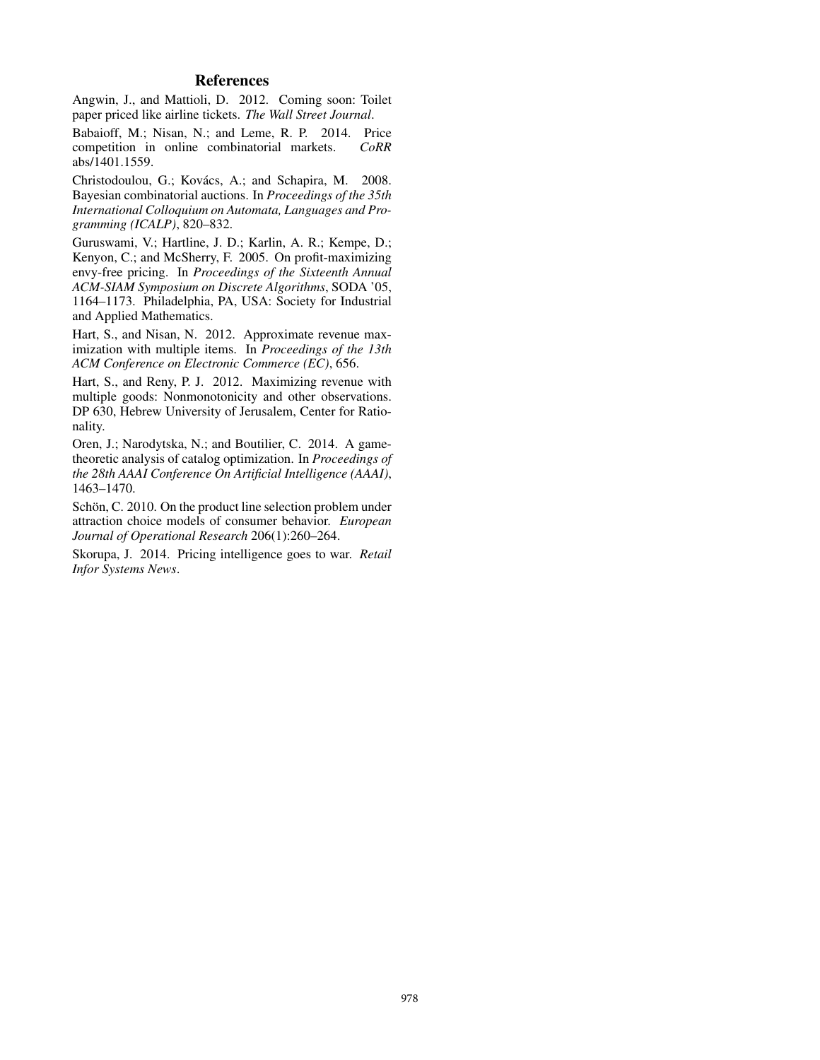## References

Angwin, J., and Mattioli, D. 2012. Coming soon: Toilet paper priced like airline tickets. *The Wall Street Journal*.

Babaioff, M.; Nisan, N.; and Leme, R. P. 2014. Price competition in online combinatorial markets. *CoRR* abs/1401.1559.

Christodoulou, G.; Kovács, A.; and Schapira, M. 2008. Bayesian combinatorial auctions. In *Proceedings of the 35th International Colloquium on Automata, Languages and Programming (ICALP)*, 820–832.

Guruswami, V.; Hartline, J. D.; Karlin, A. R.; Kempe, D.; Kenyon, C.; and McSherry, F. 2005. On profit-maximizing envy-free pricing. In *Proceedings of the Sixteenth Annual ACM-SIAM Symposium on Discrete Algorithms*, SODA '05, 1164–1173. Philadelphia, PA, USA: Society for Industrial and Applied Mathematics.

Hart, S., and Nisan, N. 2012. Approximate revenue maximization with multiple items. In *Proceedings of the 13th ACM Conference on Electronic Commerce (EC)*, 656.

Hart, S., and Reny, P. J. 2012. Maximizing revenue with multiple goods: Nonmonotonicity and other observations. DP 630, Hebrew University of Jerusalem, Center for Rationality.

Oren, J.; Narodytska, N.; and Boutilier, C. 2014. A game-theoretic analysis of catalog optimization. In *Proceedings of the 28th AAAI Conference On Artificial Intelligence (AAAI)*, 1463–1470.

Schön, C. 2010. On the product line selection problem under attraction choice models of consumer behavior. *European Journal of Operational Research* 206(1):260–264.

Skorupa, J. 2014. Pricing intelligence goes to war. *Retail Infor Systems News*.